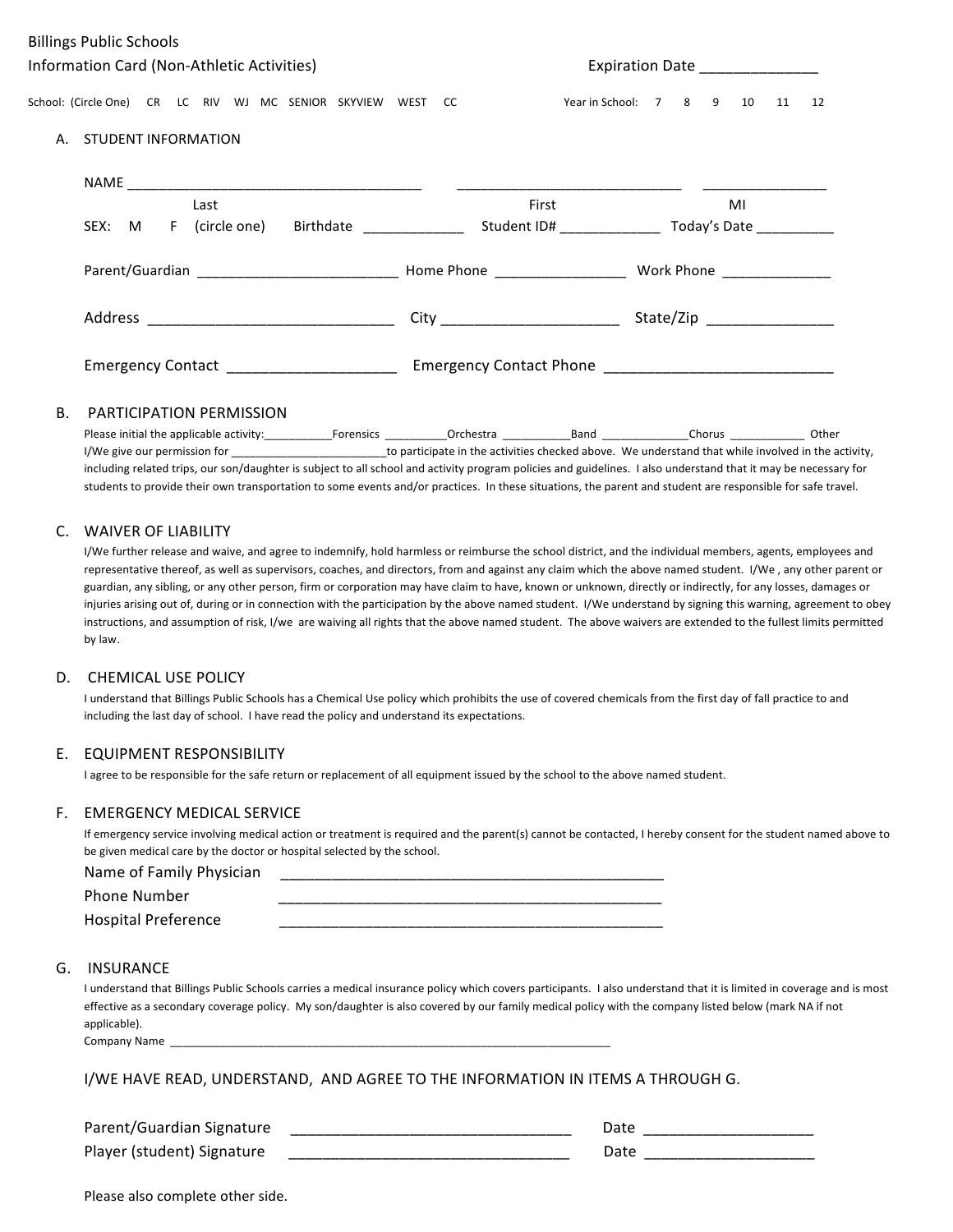Billings Public Schools

Information Card (Non-Athletic Activities)

Expiration Date ______________

School: (Circle One) CR LC RIV WJ MC SENIOR SKYVIEW WEST CC

Year in School: 7 8 9 10 11 12

## A. STUDENT INFORMATION

NAME ______________________________________ _____________________________ ________________

Last First MI

SEX: M F (circle one) Birthdate _____________ Student ID# _____________ Today's Date __________

Parent/Guardian __________________________ Home Phone _________________ Work Phone ______________

Address _______________________________ City ______________________ State/Zip ________________

Emergency Contact _____________________ Emergency Contact Phone _____________________________

## B. PARTICIPATION PERMISSION

Please initial the applicable activity:___________Forensics __________Orchestra ___________Band ______________Chorus ____________ Other

I/We give our permission for _________________________to participate in the activities checked above. We understand that while involved in the activity, including related trips, our son/daughter is subject to all school and activity program policies and guidelines. I also understand that it may be necessary for students to provide their own transportation to some events and/or practices. In these situations, the parent and student are responsible for safe travel.

## C. WAIVER OF LIABILITY

I/We further release and waive, and agree to indemnify, hold harmless or reimburse the school district, and the individual members, agents, employees and representative thereof, as well as supervisors, coaches, and directors, from and against any claim which the above named student. I/We , any other parent or guardian, any sibling, or any other person, firm or corporation may have claim to have, known or unknown, directly or indirectly, for any losses, damages or injuries arising out of, during or in connection with the participation by the above named student. I/We understand by signing this warning, agreement to obey instructions, and assumption of risk, I/we are waiving all rights that the above named student. The above waivers are extended to the fullest limits permitted by law.

## D. CHEMICAL USE POLICY

I understand that Billings Public Schools has a Chemical Use policy which prohibits the use of covered chemicals from the first day of fall practice to and including the last day of school. I have read the policy and understand its expectations.

## E. EQUIPMENT RESPONSIBILITY

I agree to be responsible for the safe return or replacement of all equipment issued by the school to the above named student.

## F. EMERGENCY MEDICAL SERVICE

If emergency service involving medical action or treatment is required and the parent(s) cannot be contacted, I hereby consent for the student named above to be given medical care by the doctor or hospital selected by the school.

Name of Family Physician _______________________________________________

Phone Number _______________________________________________

Hospital Preference _______________________________________________

## G. INSURANCE

I understand that Billings Public Schools carries a medical insurance policy which covers participants. I also understand that it is limited in coverage and is most effective as a secondary coverage policy. My son/daughter is also covered by our family medical policy with the company listed below (mark NA if not applicable).

Company Name ___________________________________________________________________________

I/WE HAVE READ, UNDERSTAND, AND AGREE TO THE INFORMATION IN ITEMS A THROUGH G.

Parent/Guardian Signature _________________________________ Date ____________________

Player (student) Signature _________________________________ Date ____________________

Please also complete other side.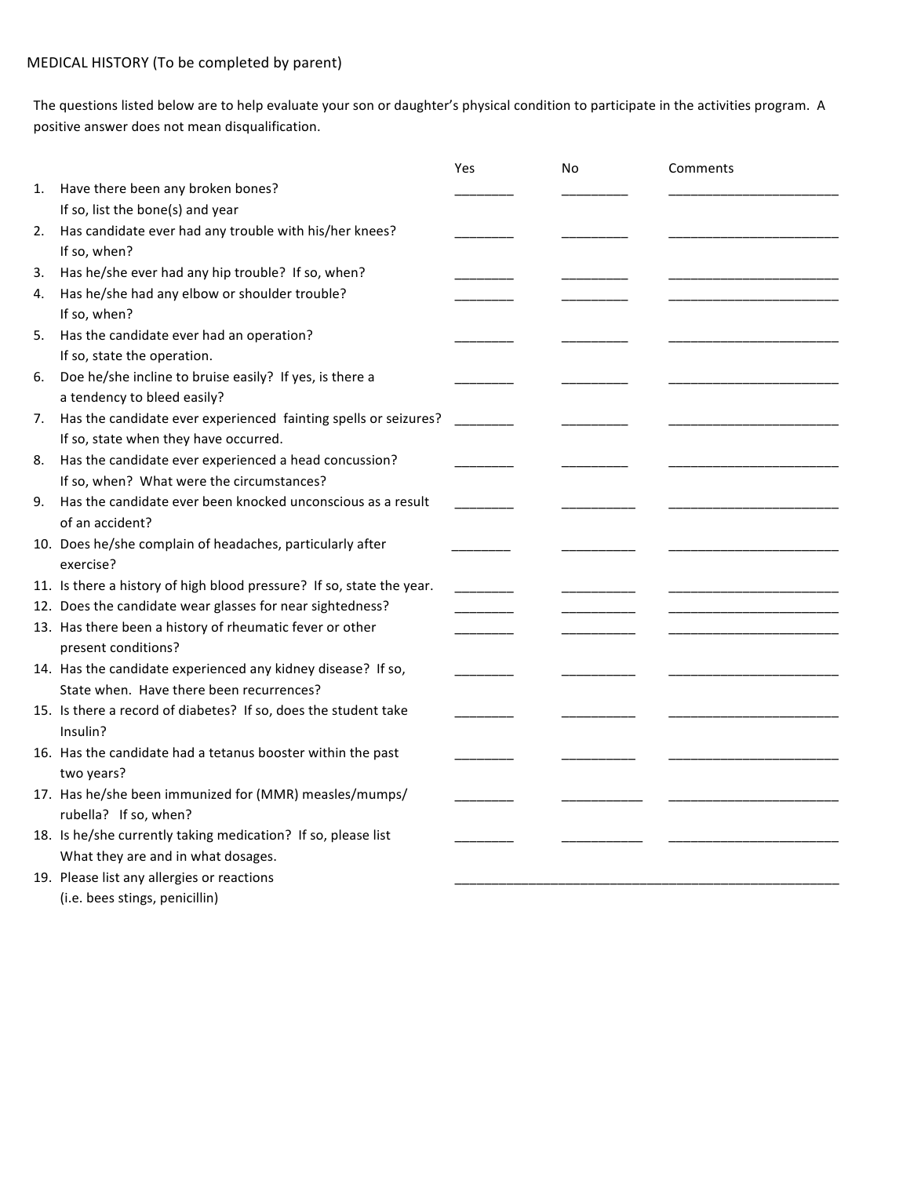MEDICAL HISTORY (To be completed by parent)

The questions listed below are to help evaluate your son or daughter's physical condition to participate in the activities program. A positive answer does not mean disqualification.

| | | Yes | No | Comments |
|---|---|---|---|---|
| 1. | Have there been any broken bones? If so, list the bone(s) and year | ________ | ________ | ________________________ |
| 2. | Has candidate ever had any trouble with his/her knees? If so, when? | ________ | ________ | ________________________ |
| 3. | Has he/she ever had any hip trouble? If so, when? | ________ | ________ | ________________________ |
| 4. | Has he/she had any elbow or shoulder trouble? If so, when? | ________ | ________ | ________________________ |
| 5. | Has the candidate ever had an operation? If so, state the operation. | ________ | ________ | ________________________ |
| 6. | Doe he/she incline to bruise easily? If yes, is there a a tendency to bleed easily? | ________ | ________ | ________________________ |
| 7. | Has the candidate ever experienced fainting spells or seizures? If so, state when they have occurred. | ________ | ________ | ________________________ |
| 8. | Has the candidate ever experienced a head concussion? If so, when? What were the circumstances? | ________ | ________ | ________________________ |
| 9. | Has the candidate ever been knocked unconscious as a result of an accident? | ________ | ________ | ________________________ |
| 10. | Does he/she complain of headaches, particularly after exercise? | ________ | ________ | ________________________ |
| 11. | Is there a history of high blood pressure? If so, state the year. | ________ | ________ | ________________________ |
| 12. | Does the candidate wear glasses for near sightedness? | ________ | ________ | ________________________ |
| 13. | Has there been a history of rheumatic fever or other present conditions? | ________ | ________ | ________________________ |
| 14. | Has the candidate experienced any kidney disease? If so, State when. Have there been recurrences? | ________ | ________ | ________________________ |
| 15. | Is there a record of diabetes? If so, does the student take Insulin? | ________ | ________ | ________________________ |
| 16. | Has the candidate had a tetanus booster within the past two years? | ________ | ________ | ________________________ |
| 17. | Has he/she been immunized for (MMR) measles/mumps/ rubella? If so, when? | ________ | ________ | ________________________ |
| 18. | Is he/she currently taking medication? If so, please list What they are and in what dosages. | ________ | ________ | ________________________ |
| 19. | Please list any allergies or reactions (i.e. bees stings, penicillin) | ______________________________________________________ | | |